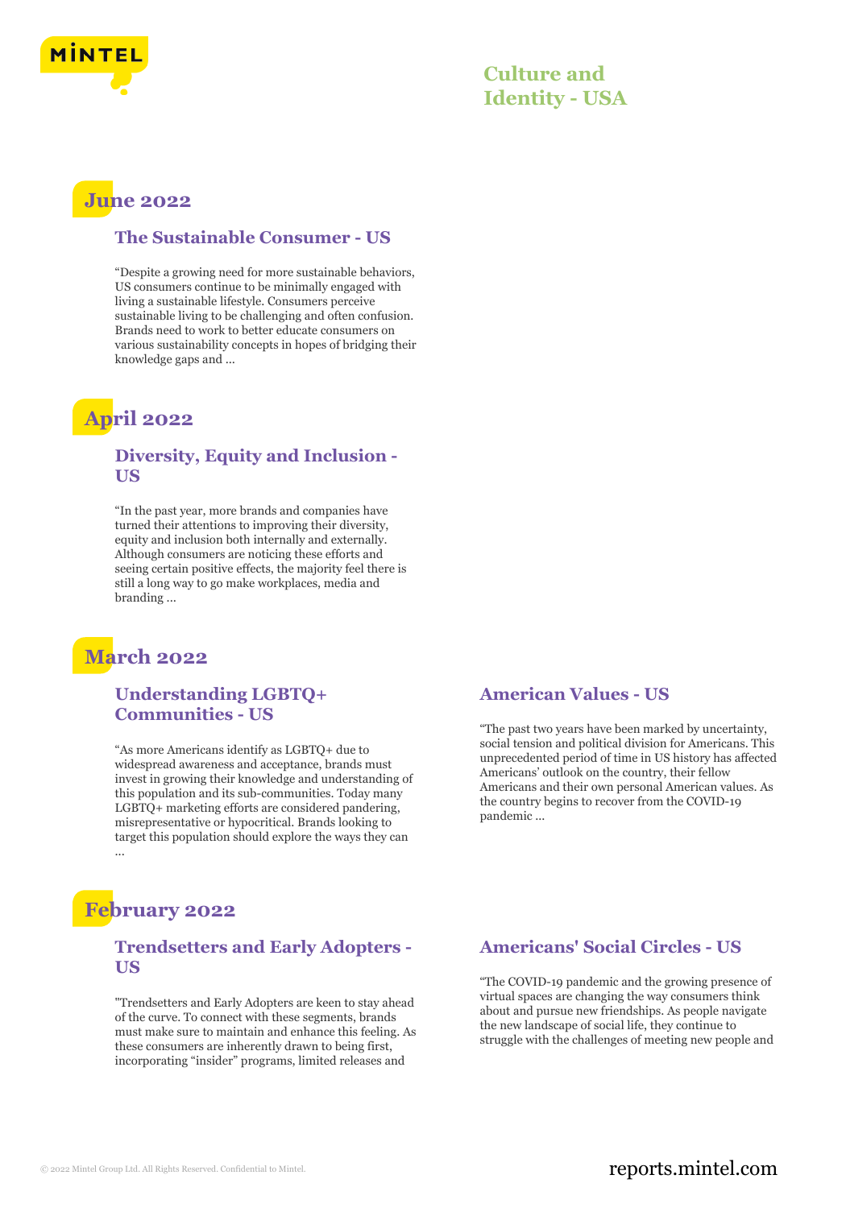# Culture and Identity - USA

## June 2022

### The Sustainable Consumer - US

“Despite a growing need for more sustainable behaviors, US consumers continue to be minimally engaged with living a sustainable lifestyle. Consumers perceive sustainable living to be challenging and often confusion. Brands need to work to better educate consumers on various sustainability concepts in hopes of bridging their knowledge gaps and ...

## April 2022

### Diversity, Equity and Inclusion - US

“In the past year, more brands and companies have turned their attentions to improving their diversity, equity and inclusion both internally and externally. Although consumers are noticing these efforts and seeing certain positive effects, the majority feel there is still a long way to go make workplaces, media and branding ...

## March 2022

### Understanding LGBTQ+ Communities - US

“As more Americans identify as LGBTQ+ due to widespread awareness and acceptance, brands must invest in growing their knowledge and understanding of this population and its sub-communities. Today many LGBTQ+ marketing efforts are considered pandering, misrepresentative or hypocritical. Brands looking to target this population should explore the ways they can ...

### American Values - US

“The past two years have been marked by uncertainty, social tension and political division for Americans. This unprecedented period of time in US history has affected Americans’ outlook on the country, their fellow Americans and their own personal American values. As the country begins to recover from the COVID-19 pandemic ...

## February 2022

### Trendsetters and Early Adopters - US

"Trendsetters and Early Adopters are keen to stay ahead of the curve. To connect with these segments, brands must make sure to maintain and enhance this feeling. As these consumers are inherently drawn to being first, incorporating “insider” programs, limited releases and

### Americans' Social Circles - US

“The COVID-19 pandemic and the growing presence of virtual spaces are changing the way consumers think about and pursue new friendships. As people navigate the new landscape of social life, they continue to struggle with the challenges of meeting new people and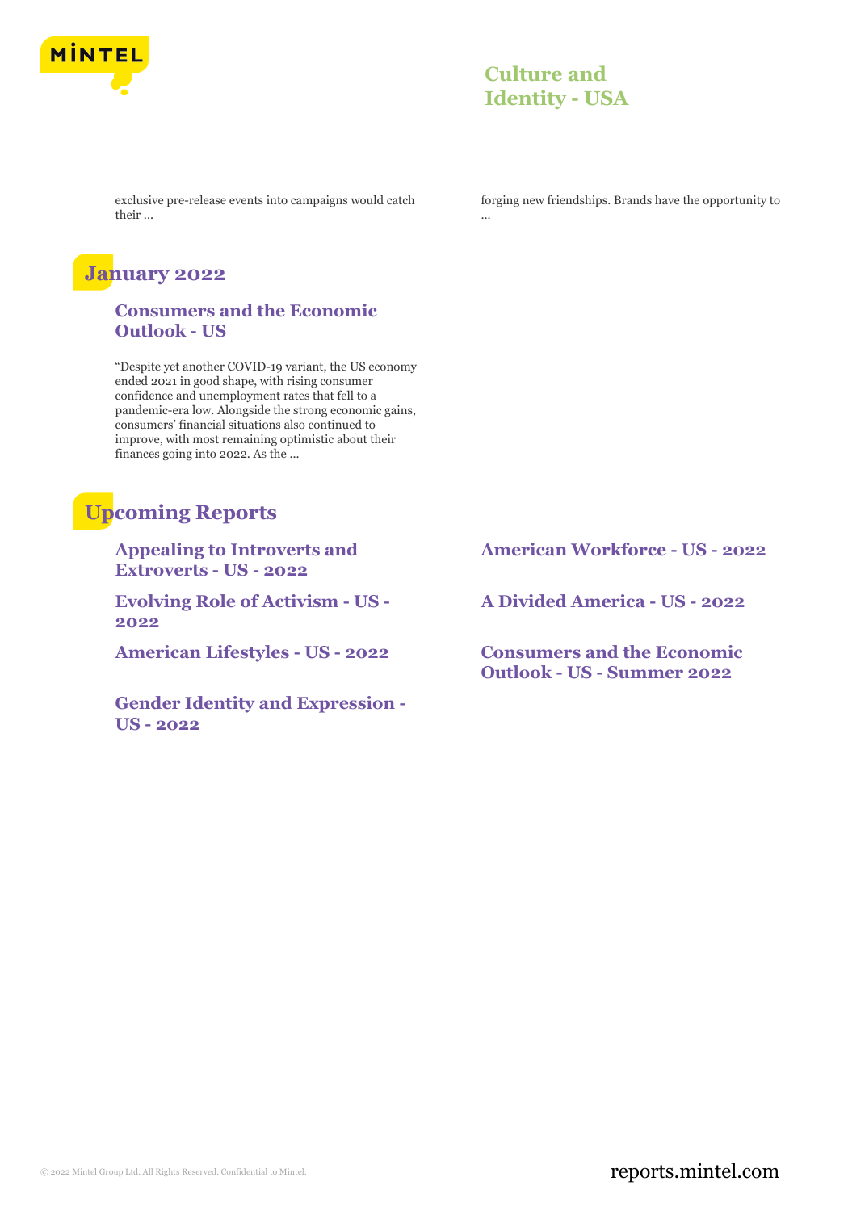exclusive pre-release events into campaigns would catch their ...

forging new friendships. Brands have the opportunity to ...

## January 2022

### Consumers and the Economic Outlook - US

"Despite yet another COVID-19 variant, the US economy ended 2021 in good shape, with rising consumer confidence and unemployment rates that fell to a pandemic-era low. Alongside the strong economic gains, consumers' financial situations also continued to improve, with most remaining optimistic about their finances going into 2022. As the ...

## Upcoming Reports

### Appealing to Introverts and Extroverts - US - 2022

### Evolving Role of Activism - US - 2022

### American Lifestyles - US - 2022

### Gender Identity and Expression - US - 2022

### American Workforce - US - 2022

### A Divided America - US - 2022

### Consumers and the Economic Outlook - US - Summer 2022